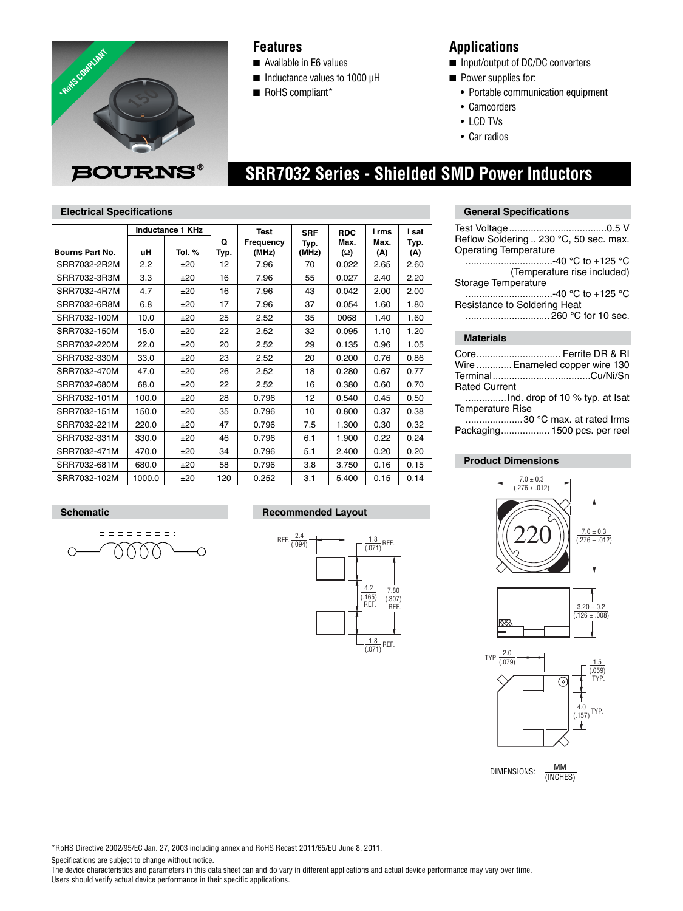*RoHS COMPLIANT

BOURNS®

## Features

- Available in E6 values
- Inductance values to 1000 µH
- RoHS compliant*

## Applications

- Input/output of DC/DC converters
- Power supplies for:
  - Portable communication equipment
  - Camcorders
  - LCD TVs
  - Car radios

# SRR7032 Series - Shielded SMD Power Inductors

### Electrical Specifications

| Bourns Part No. | Inductance 1 KHz | | Q | Test Frequency | SRF Typ. | RDC Max. | I rms Max. | I sat Typ. |
|---|---|---|---|---|---|---|---|---|
| | uH | Tol. % | Typ. | (MHz) | (MHz) | (Ω) | (A) | (A) |
| SRR7032-2R2M | 2.2 | ±20 | 12 | 7.96 | 70 | 0.022 | 2.65 | 2.60 |
| SRR7032-3R3M | 3.3 | ±20 | 16 | 7.96 | 55 | 0.027 | 2.40 | 2.20 |
| SRR7032-4R7M | 4.7 | ±20 | 16 | 7.96 | 43 | 0.042 | 2.00 | 2.00 |
| SRR7032-6R8M | 6.8 | ±20 | 17 | 7.96 | 37 | 0.054 | 1.60 | 1.80 |
| SRR7032-100M | 10.0 | ±20 | 25 | 2.52 | 35 | 0068 | 1.40 | 1.60 |
| SRR7032-150M | 15.0 | ±20 | 22 | 2.52 | 32 | 0.095 | 1.10 | 1.20 |
| SRR7032-220M | 22.0 | ±20 | 20 | 2.52 | 29 | 0.135 | 0.96 | 1.05 |
| SRR7032-330M | 33.0 | ±20 | 23 | 2.52 | 20 | 0.200 | 0.76 | 0.86 |
| SRR7032-470M | 47.0 | ±20 | 26 | 2.52 | 18 | 0.280 | 0.67 | 0.77 |
| SRR7032-680M | 68.0 | ±20 | 22 | 2.52 | 16 | 0.380 | 0.60 | 0.70 |
| SRR7032-101M | 100.0 | ±20 | 28 | 0.796 | 12 | 0.540 | 0.45 | 0.50 |
| SRR7032-151M | 150.0 | ±20 | 35 | 0.796 | 10 | 0.800 | 0.37 | 0.38 |
| SRR7032-221M | 220.0 | ±20 | 47 | 0.796 | 7.5 | 1.300 | 0.30 | 0.32 |
| SRR7032-331M | 330.0 | ±20 | 46 | 0.796 | 6.1 | 1.900 | 0.22 | 0.24 |
| SRR7032-471M | 470.0 | ±20 | 34 | 0.796 | 5.1 | 2.400 | 0.20 | 0.20 |
| SRR7032-681M | 680.0 | ±20 | 58 | 0.796 | 3.8 | 3.750 | 0.16 | 0.15 |
| SRR7032-102M | 1000.0 | ±20 | 120 | 0.252 | 3.1 | 5.400 | 0.15 | 0.14 |

### General Specifications

Test Voltage .................................... 0.5 V
Reflow Soldering .. 230 °C, 50 sec. max.
Operating Temperature
................................ -40 °C to +125 °C
(Temperature rise included)
Storage Temperature
................................ -40 °C to +125 °C
Resistance to Soldering Heat
............................... 260 °C for 10 sec.

### Materials

Core ............................... Ferrite DR & RI
Wire ............. Enameled copper wire 130
Terminal .................................... Cu/Ni/Sn
Rated Current
............... Ind. drop of 10 % typ. at Isat
Temperature Rise
..................... 30 °C max. at rated Irms
Packaging .................. 1500 pcs. per reel

### Schematic

### Recommended Layout

REF. 2.4 (.094)
1.8 (.071) REF.
4.2 (.165) REF.
7.80 (.307) REF.
1.8 (.071) REF.

### Product Dimensions

7.0 ± 0.3 (.276 ± .012)
7.0 ± 0.3 (.276 ± .012)
220
3.20 ± 0.2 (.126 ± .008)
TYP. 2.0 (.079)
1.5 (.059) TYP.
4.0 (.157) TYP.

DIMENSIONS: MM (INCHES)

*RoHS Directive 2002/95/EC Jan. 27, 2003 including annex and RoHS Recast 2011/65/EU June 8, 2011.

Specifications are subject to change without notice.

The device characteristics and parameters in this data sheet can and do vary in different applications and actual device performance may vary over time.
Users should verify actual device performance in their specific applications.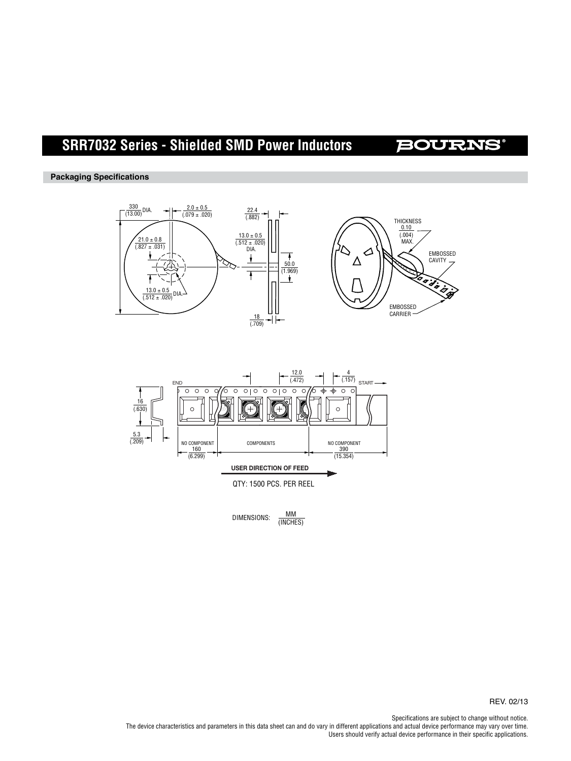# SRR7032 Series - Shielded SMD Power Inductors

## Packaging Specifications

330 (13.00) DIA.

2.0 ± 0.5 (.079 ± .020)

21.0 ± 0.8 (.827 ± .031)

13.0 ± 0.5 (.512 ± .020) DIA.

22.4 (.882)

13.0 ± 0.5 (.512 ± .020) DIA.

50.0 (1.969)

18 (.709)

THICKNESS 0.10 (.004) MAX.

EMBOSSED CAVITY

EMBOSSED CARRIER

12.0 (.472)

4 (.157)

END

START

16 (.630)

5.3 (.209)

NO COMPONENT 160 (6.299)

COMPONENTS

NO COMPONENT 390 (15.354)

**USER DIRECTION OF FEED**

QTY: 1500 PCS. PER REEL

DIMENSIONS: MM (INCHES)

REV. 02/13

Specifications are subject to change without notice.
The device characteristics and parameters in this data sheet can and do vary in different applications and actual device performance may vary over time.
Users should verify actual device performance in their specific applications.